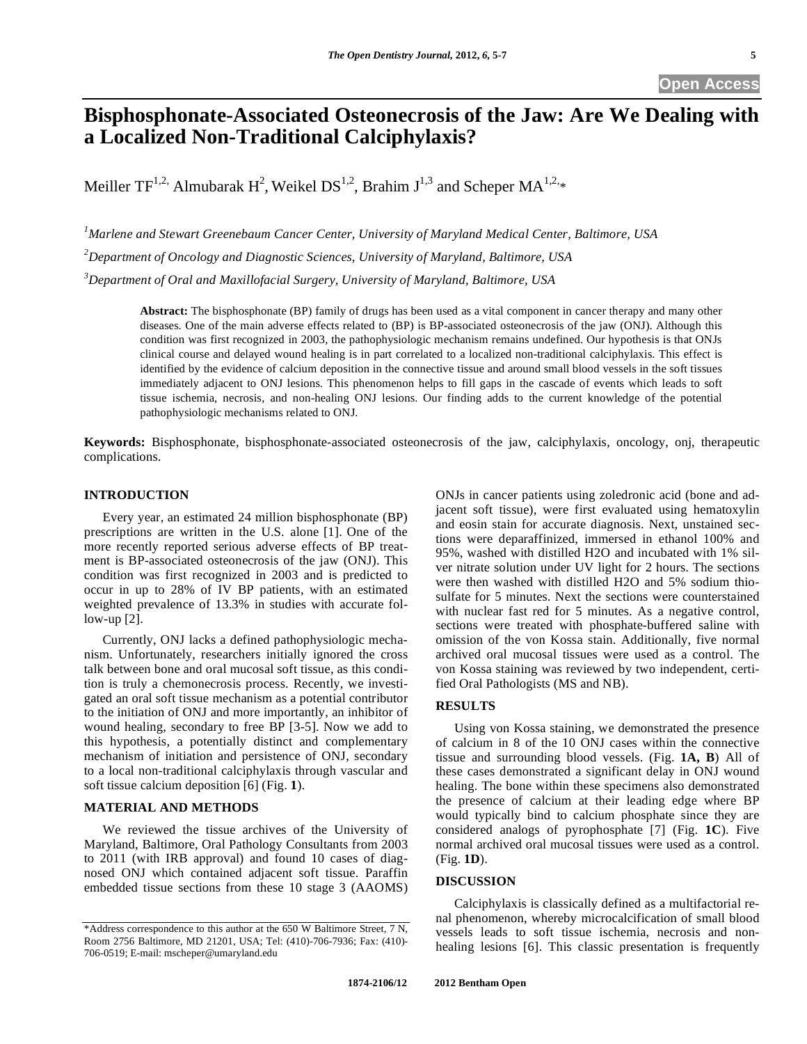# Bisphosphonate-Associated Osteonecrosis of the Jaw: Are We Dealing with a Localized Non-Traditional Calciphylaxis?

Meiller TF[1,2], Almubarak H[2], Weikel DS[1,2], Brahim J[1,3] and Scheper MA[1,2,*]

[1]Marlene and Stewart Greenebaum Cancer Center, University of Maryland Medical Center, Baltimore, USA

[2]Department of Oncology and Diagnostic Sciences, University of Maryland, Baltimore, USA

[3]Department of Oral and Maxillofacial Surgery, University of Maryland, Baltimore, USA

**Abstract:** The bisphosphonate (BP) family of drugs has been used as a vital component in cancer therapy and many other diseases. One of the main adverse effects related to (BP) is BP-associated osteonecrosis of the jaw (ONJ). Although this condition was first recognized in 2003, the pathophysiologic mechanism remains undefined. Our hypothesis is that ONJs clinical course and delayed wound healing is in part correlated to a localized non-traditional calciphylaxis. This effect is identified by the evidence of calcium deposition in the connective tissue and around small blood vessels in the soft tissues immediately adjacent to ONJ lesions. This phenomenon helps to fill gaps in the cascade of events which leads to soft tissue ischemia, necrosis, and non-healing ONJ lesions. Our finding adds to the current knowledge of the potential pathophysiologic mechanisms related to ONJ.

**Keywords:** Bisphosphonate, bisphosphonate-associated osteonecrosis of the jaw, calciphylaxis, oncology, onj, therapeutic complications.

## INTRODUCTION

Every year, an estimated 24 million bisphosphonate (BP) prescriptions are written in the U.S. alone [1]. One of the more recently reported serious adverse effects of BP treatment is BP-associated osteonecrosis of the jaw (ONJ). This condition was first recognized in 2003 and is predicted to occur in up to 28% of IV BP patients, with an estimated weighted prevalence of 13.3% in studies with accurate follow-up [2].

Currently, ONJ lacks a defined pathophysiologic mechanism. Unfortunately, researchers initially ignored the cross talk between bone and oral mucosal soft tissue, as this condition is truly a chemonecrosis process. Recently, we investigated an oral soft tissue mechanism as a potential contributor to the initiation of ONJ and more importantly, an inhibitor of wound healing, secondary to free BP [3-5]. Now we add to this hypothesis, a potentially distinct and complementary mechanism of initiation and persistence of ONJ, secondary to a local non-traditional calciphylaxis through vascular and soft tissue calcium deposition [6] (Fig. **1**).

## MATERIAL AND METHODS

We reviewed the tissue archives of the University of Maryland, Baltimore, Oral Pathology Consultants from 2003 to 2011 (with IRB approval) and found 10 cases of diagnosed ONJ which contained adjacent soft tissue. Paraffin embedded tissue sections from these 10 stage 3 (AAOMS) ONJs in cancer patients using zoledronic acid (bone and adjacent soft tissue), were first evaluated using hematoxylin and eosin stain for accurate diagnosis. Next, unstained sections were deparaffinized, immersed in ethanol 100% and 95%, washed with distilled $H_2O$ and incubated with 1% silver nitrate solution under UV light for 2 hours. The sections were then washed with distilled $H_2O$ and 5% sodium thiosulfate for 5 minutes. Next the sections were counterstained with nuclear fast red for 5 minutes. As a negative control, sections were treated with phosphate-buffered saline with omission of the von Kossa stain. Additionally, five normal archived oral mucosal tissues were used as a control. The von Kossa staining was reviewed by two independent, certified Oral Pathologists (MS and NB).

## RESULTS

Using von Kossa staining, we demonstrated the presence of calcium in 8 of the 10 ONJ cases within the connective tissue and surrounding blood vessels. (Fig. **1A, B**) All of these cases demonstrated a significant delay in ONJ wound healing. The bone within these specimens also demonstrated the presence of calcium at their leading edge where BP would typically bind to calcium phosphate since they are considered analogs of pyrophosphate [7] (Fig. **1C**). Five normal archived oral mucosal tissues were used as a control. (Fig. **1D**).

## DISCUSSION

Calciphylaxis is classically defined as a multifactorial renal phenomenon, whereby microcalcification of small blood vessels leads to soft tissue ischemia, necrosis and non-healing lesions [6]. This classic presentation is frequently

*Address correspondence to this author at the 650 W Baltimore Street, 7 N, Room 2756 Baltimore, MD 21201, USA; Tel: (410)-706-7936; Fax: (410)-706-0519; E-mail: mscheper@umaryland.edu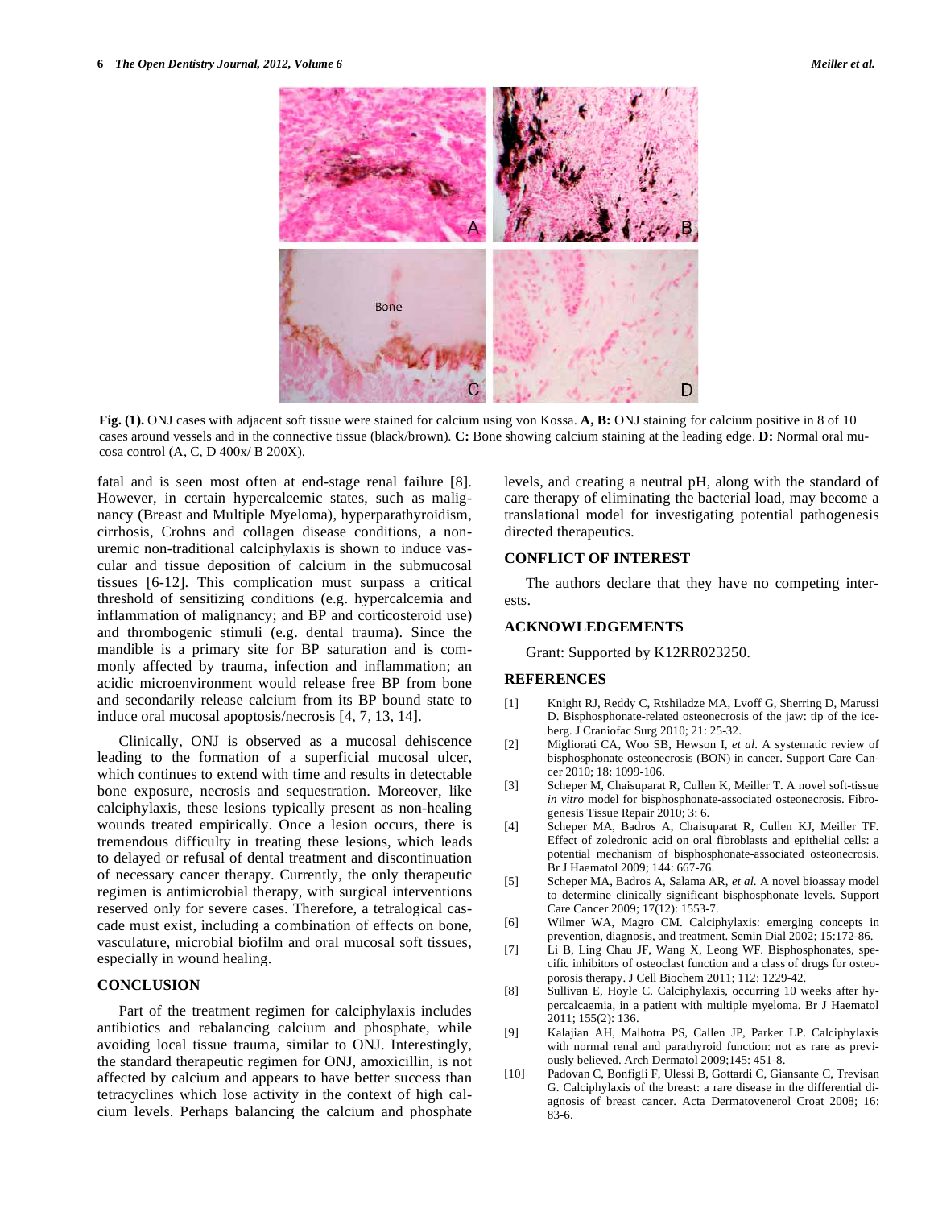Fig. (1). ONJ cases with adjacent soft tissue were stained for calcium using von Kossa. **A, B:** ONJ staining for calcium positive in 8 of 10 cases around vessels and in the connective tissue (black/brown). **C:** Bone showing calcium staining at the leading edge. **D:** Normal oral mucosa control (A, C, D 400x/ B 200X).

fatal and is seen most often at end-stage renal failure [8]. However, in certain hypercalcemic states, such as malignancy (Breast and Multiple Myeloma), hyperparathyroidism, cirrhosis, Crohns and collagen disease conditions, a non-uremic non-traditional calciphylaxis is shown to induce vascular and tissue deposition of calcium in the submucosal tissues [6-12]. This complication must surpass a critical threshold of sensitizing conditions (e.g. hypercalcemia and inflammation of malignancy; and BP and corticosteroid use) and thrombogenic stimuli (e.g. dental trauma). Since the mandible is a primary site for BP saturation and is commonly affected by trauma, infection and inflammation; an acidic microenvironment would release free BP from bone and secondarily release calcium from its BP bound state to induce oral mucosal apoptosis/necrosis [4, 7, 13, 14].

Clinically, ONJ is observed as a mucosal dehiscence leading to the formation of a superficial mucosal ulcer, which continues to extend with time and results in detectable bone exposure, necrosis and sequestration. Moreover, like calciphylaxis, these lesions typically present as non-healing wounds treated empirically. Once a lesion occurs, there is tremendous difficulty in treating these lesions, which leads to delayed or refusal of dental treatment and discontinuation of necessary cancer therapy. Currently, the only therapeutic regimen is antimicrobial therapy, with surgical interventions reserved only for severe cases. Therefore, a tetralogical cascade must exist, including a combination of effects on bone, vasculature, microbial biofilm and oral mucosal soft tissues, especially in wound healing.

## CONCLUSION

Part of the treatment regimen for calciphylaxis includes antibiotics and rebalancing calcium and phosphate, while avoiding local tissue trauma, similar to ONJ. Interestingly, the standard therapeutic regimen for ONJ, amoxicillin, is not affected by calcium and appears to have better success than tetracyclines which lose activity in the context of high calcium levels. Perhaps balancing the calcium and phosphate levels, and creating a neutral pH, along with the standard of care therapy of eliminating the bacterial load, may become a translational model for investigating potential pathogenesis directed therapeutics.

## CONFLICT OF INTEREST

The authors declare that they have no competing interests.

## ACKNOWLEDGEMENTS

Grant: Supported by K12RR023250.

## REFERENCES

[1] Knight RJ, Reddy C, Rtshiladze MA, Lvoff G, Sherring D, Marussi D. Bisphosphonate-related osteonecrosis of the jaw: tip of the iceberg. J Craniofac Surg 2010; 21: 25-32.

[2] Migliorati CA, Woo SB, Hewson I, *et al*. A systematic review of bisphosphonate osteonecrosis (BON) in cancer. Support Care Cancer 2010; 18: 1099-106.

[3] Scheper M, Chaisuparat R, Cullen K, Meiller T. A novel soft-tissue *in vitro* model for bisphosphonate-associated osteonecrosis. Fibrogenesis Tissue Repair 2010; 3: 6.

[4] Scheper MA, Badros A, Chaisuparat R, Cullen KJ, Meiller TF. Effect of zoledronic acid on oral fibroblasts and epithelial cells: a potential mechanism of bisphosphonate-associated osteonecrosis. Br J Haematol 2009; 144: 667-76.

[5] Scheper MA, Badros A, Salama AR, *et al*. A novel bioassay model to determine clinically significant bisphosphonate levels. Support Care Cancer 2009; 17(12): 1553-7.

[6] Wilmer WA, Magro CM. Calciphylaxis: emerging concepts in prevention, diagnosis, and treatment. Semin Dial 2002; 15:172-86.

[7] Li B, Ling Chau JF, Wang X, Leong WF. Bisphosphonates, specific inhibitors of osteoclast function and a class of drugs for osteoporosis therapy. J Cell Biochem 2011; 112: 1229-42.

[8] Sullivan E, Hoyle C. Calciphylaxis, occurring 10 weeks after hypercalcaemia, in a patient with multiple myeloma. Br J Haematol 2011; 155(2): 136.

[9] Kalajian AH, Malhotra PS, Callen JP, Parker LP. Calciphylaxis with normal renal and parathyroid function: not as rare as previously believed. Arch Dermatol 2009;145: 451-8.

[10] Padovan C, Bonfigli F, Ulessi B, Gottardi C, Giansante C, Trevisan G. Calciphylaxis of the breast: a rare disease in the differential diagnosis of breast cancer. Acta Dermatovenerol Croat 2008; 16: 83-6.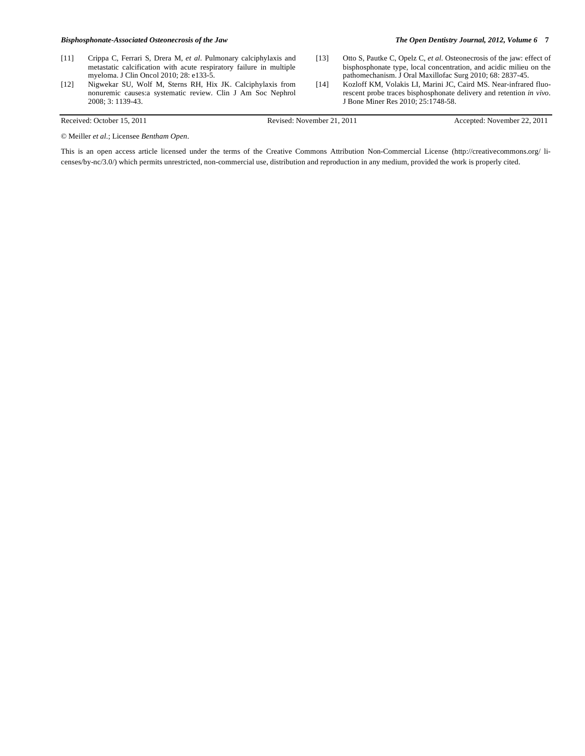[11] Crippa C, Ferrari S, Drera M, *et al*. Pulmonary calciphylaxis and metastatic calcification with acute respiratory failure in multiple myeloma. J Clin Oncol 2010; 28: e133-5.

[12] Nigwekar SU, Wolf M, Sterns RH, Hix JK. Calciphylaxis from nonuremic causes:a systematic review. Clin J Am Soc Nephrol 2008; 3: 1139-43.

[13] Otto S, Pautke C, Opelz C, *et al*. Osteonecrosis of the jaw: effect of bisphosphonate type, local concentration, and acidic milieu on the pathomechanism. J Oral Maxillofac Surg 2010; 68: 2837-45.

[14] Kozloff KM, Volakis LI, Marini JC, Caird MS. Near-infrared fluorescent probe traces bisphosphonate delivery and retention *in vivo*. J Bone Miner Res 2010; 25:1748-58.

Received: October 15, 2011 Revised: November 21, 2011 Accepted: November 22, 2011

© Meiller *et al*.; Licensee *Bentham Open*.

This is an open access article licensed under the terms of the Creative Commons Attribution Non-Commercial License (http://creativecommons.org/ licenses/by-nc/3.0/) which permits unrestricted, non-commercial use, distribution and reproduction in any medium, provided the work is properly cited.